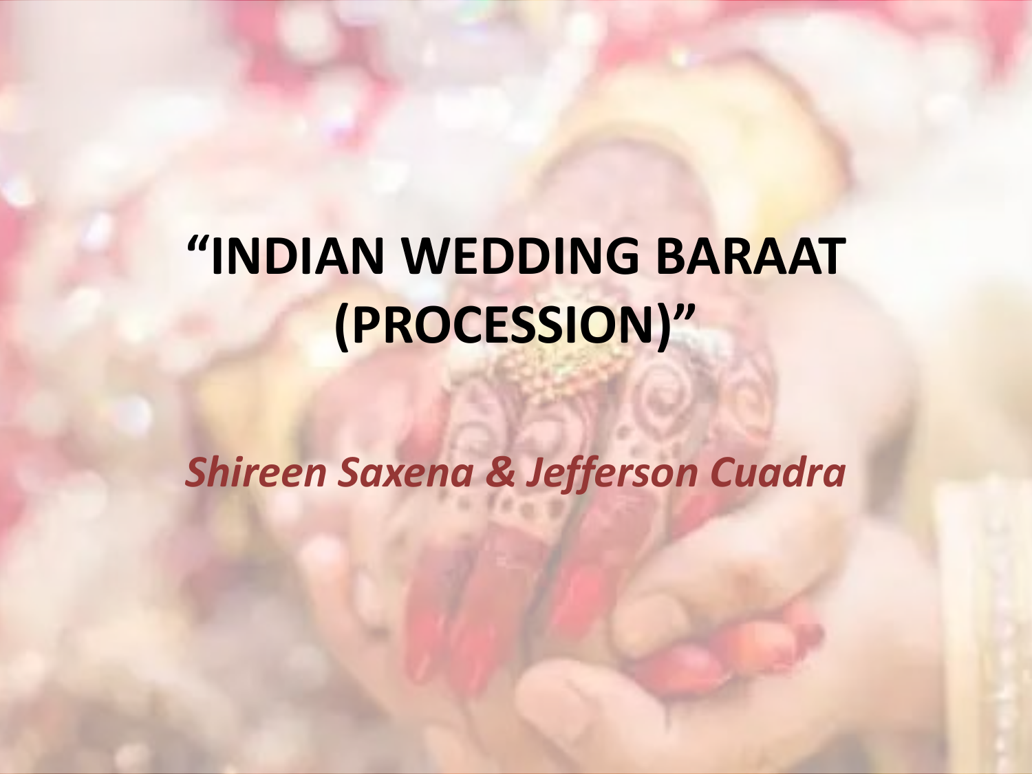# "INDIAN WEDDING BARAAT (PROCESSION)"

*Shireen Saxena & Jefferson Cuadra*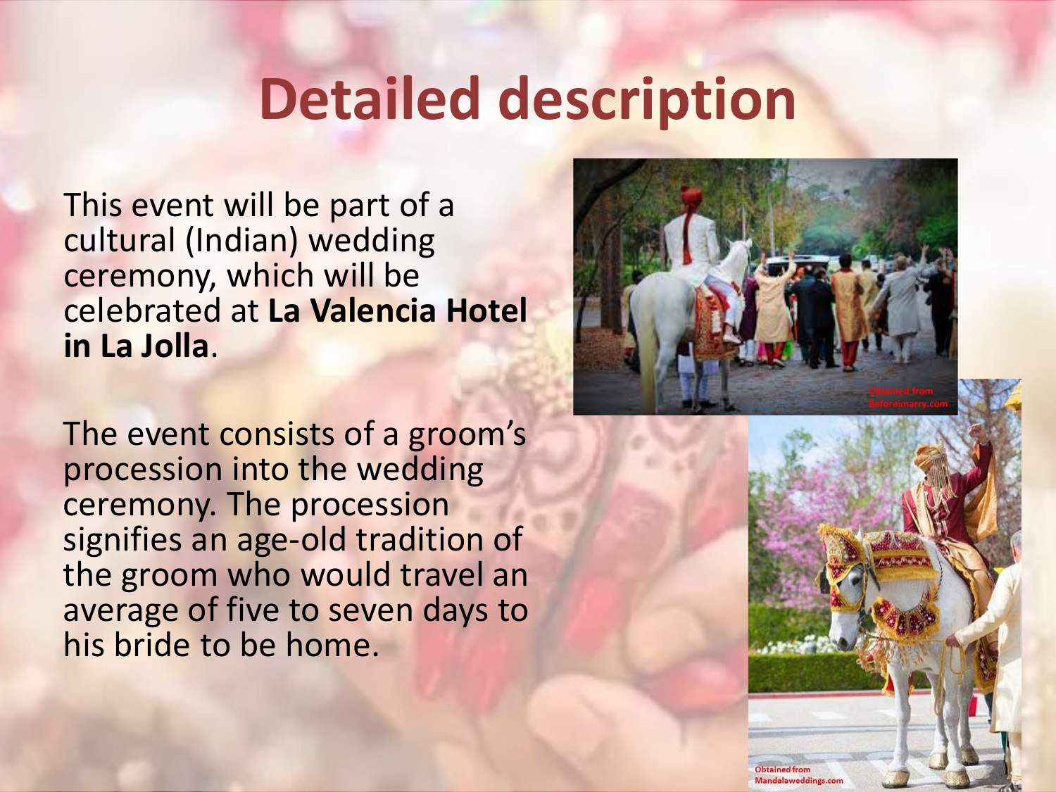# Detailed description

This event will be part of a cultural (Indian) wedding ceremony, which will be celebrated at **La Valencia Hotel in La Jolla**.

The event consists of a groom's procession into the wedding ceremony. The procession signifies an age-old tradition of the groom who would travel an average of five to seven days to his bride to be home.

Obtained from Beforeimarry.com

Obtained from Mandalaweddings.com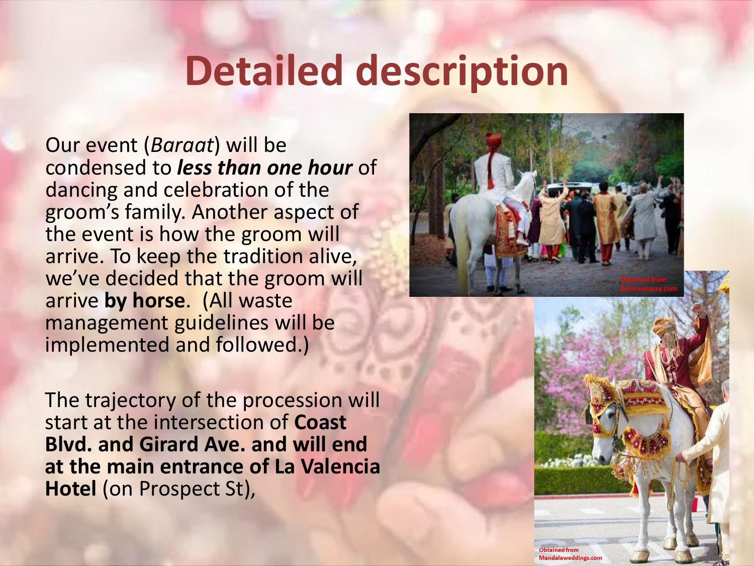# Detailed description

Our event (*Baraat*) will be condensed to ***less than one hour*** of dancing and celebration of the groom's family. Another aspect of the event is how the groom will arrive. To keep the tradition alive, we've decided that the groom will arrive **by horse**. (All waste management guidelines will be implemented and followed.)

The trajectory of the procession will start at the intersection of **Coast Blvd. and Girard Ave. and will end at the main entrance of La Valencia Hotel** (on Prospect St),

Obtained from Beforeimarry.com

Obtained from Mandalaweddings.com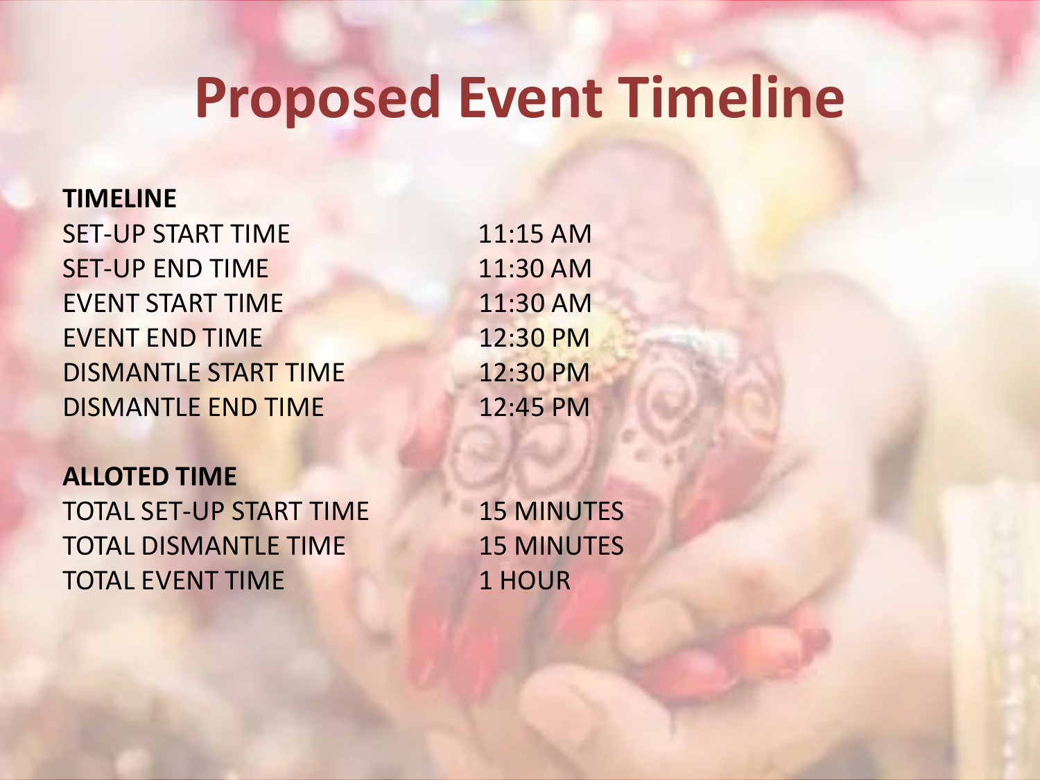# Proposed Event Timeline

**TIMELINE**

| | |
|---|---|
| SET-UP START TIME | 11:15 AM |
| SET-UP END TIME | 11:30 AM |
| EVENT START TIME | 11:30 AM |
| EVENT END TIME | 12:30 PM |
| DISMANTLE START TIME | 12:30 PM |
| DISMANTLE END TIME | 12:45 PM |

**ALLOTED TIME**

| | |
|---|---|
| TOTAL SET-UP START TIME | 15 MINUTES |
| TOTAL DISMANTLE TIME | 15 MINUTES |
| TOTAL EVENT TIME | 1 HOUR |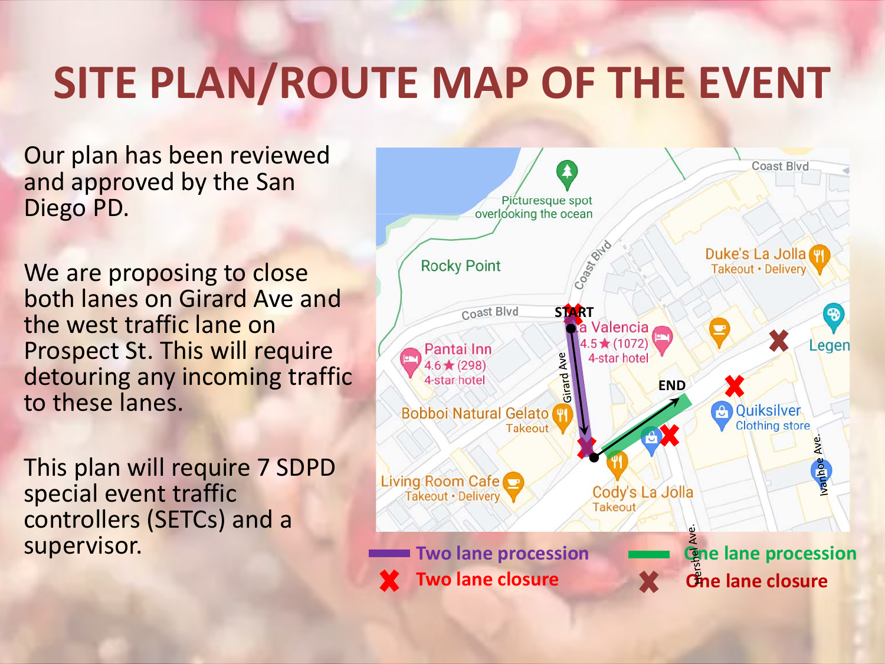# SITE PLAN/ROUTE MAP OF THE EVENT

Our plan has been reviewed and approved by the San Diego PD.

We are proposing to close both lanes on Girard Ave and the west traffic lane on Prospect St. This will require detouring any incoming traffic to these lanes.

This plan will require 7 SDPD special event traffic controllers (SETCs) and a supervisor.

Coast Blvd

Picturesque spot overlooking the ocean

Rocky Point

Coast Blvd

Duke's La Jolla
Takeout • Delivery

Coast Blvd

START

La Valencia
4.5 ★ (1072)
4-star hotel

Pantai Inn
4.6 ★ (298)
4-star hotel

Girard Ave

Legen

END

Quiksilver
Clothing store

Bobboi Natural Gelato
Takeout

Ivanhoe Ave.

Living Room Cafe
Takeout • Delivery

Cody's La Jolla
Takeout

Hershel Ave.

Two lane procession

One lane procession

Two lane closure

One lane closure